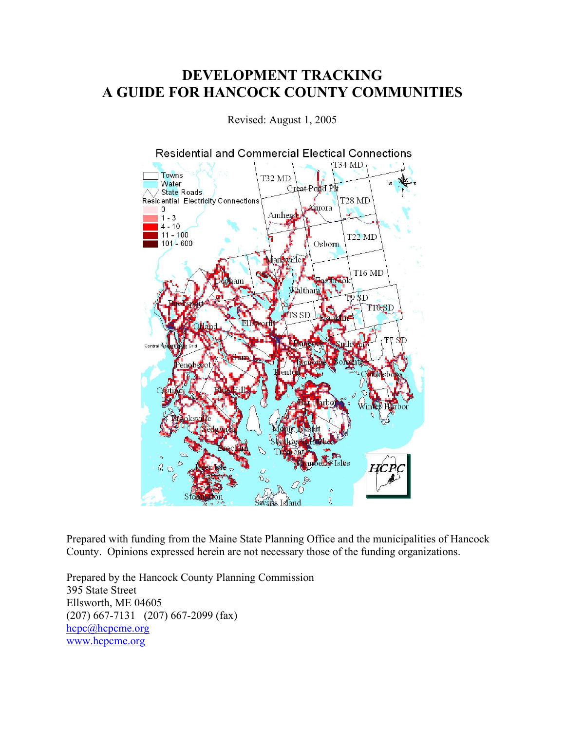# DEVELOPMENT TRACKING
# A GUIDE FOR HANCOCK COUNTY COMMUNITIES

Revised: August 1, 2005

Residential and Commercial Electical Connections

Prepared with funding from the Maine State Planning Office and the municipalities of Hancock County. Opinions expressed herein are not necessary those of the funding organizations.

Prepared by the Hancock County Planning Commission
395 State Street
Ellsworth, ME 04605
(207) 667-7131 (207) 667-2099 (fax)
hcpc@hcpcme.org
www.hcpcme.org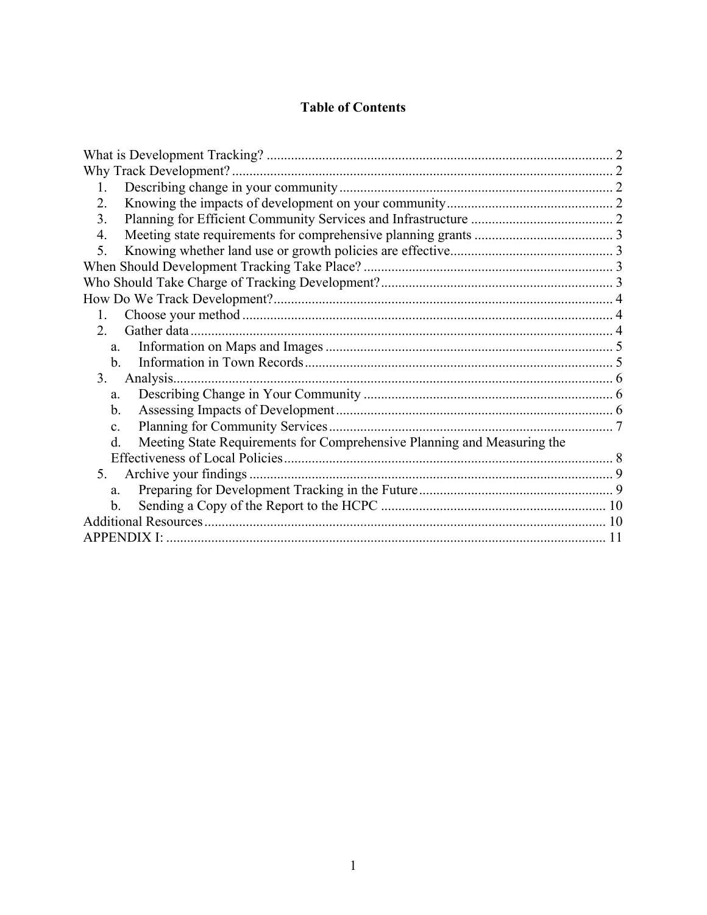# Table of Contents

What is Development Tracking? ... 2
Why Track Development? ... 2
  1. Describing change in your community ... 2
  2. Knowing the impacts of development on your community ... 2
  3. Planning for Efficient Community Services and Infrastructure ... 2
  4. Meeting state requirements for comprehensive planning grants ... 3
  5. Knowing whether land use or growth policies are effective ... 3
When Should Development Tracking Take Place? ... 3
Who Should Take Charge of Tracking Development? ... 3
How Do We Track Development? ... 4
  1. Choose your method ... 4
  2. Gather data ... 4
    a. Information on Maps and Images ... 5
    b. Information in Town Records ... 5
  3. Analysis ... 6
    a. Describing Change in Your Community ... 6
    b. Assessing Impacts of Development ... 6
    c. Planning for Community Services ... 7
    d. Meeting State Requirements for Comprehensive Planning and Measuring the Effectiveness of Local Policies ... 8
  5. Archive your findings ... 9
    a. Preparing for Development Tracking in the Future ... 9
    b. Sending a Copy of the Report to the HCPC ... 10
Additional Resources ... 10
APPENDIX I: ... 11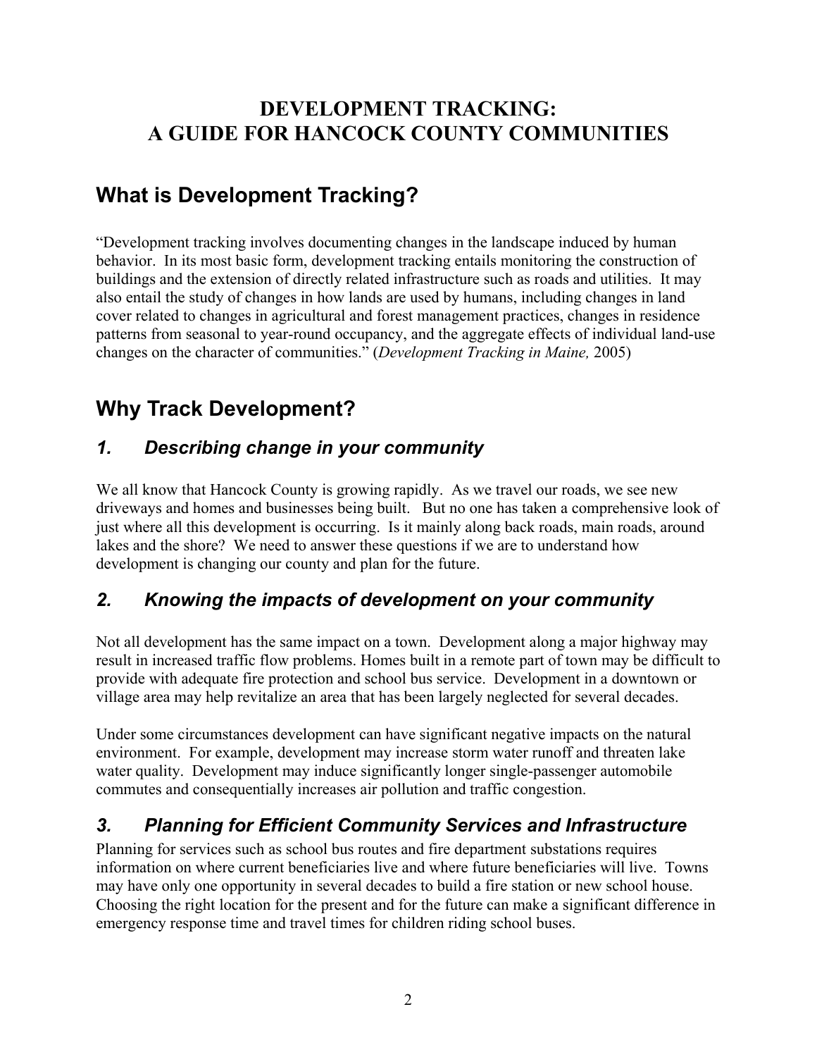# DEVELOPMENT TRACKING: A GUIDE FOR HANCOCK COUNTY COMMUNITIES

## What is Development Tracking?

"Development tracking involves documenting changes in the landscape induced by human behavior. In its most basic form, development tracking entails monitoring the construction of buildings and the extension of directly related infrastructure such as roads and utilities. It may also entail the study of changes in how lands are used by humans, including changes in land cover related to changes in agricultural and forest management practices, changes in residence patterns from seasonal to year-round occupancy, and the aggregate effects of individual land-use changes on the character of communities." (*Development Tracking in Maine,* 2005)

## Why Track Development?

### *1. Describing change in your community*

We all know that Hancock County is growing rapidly. As we travel our roads, we see new driveways and homes and businesses being built. But no one has taken a comprehensive look of just where all this development is occurring. Is it mainly along back roads, main roads, around lakes and the shore? We need to answer these questions if we are to understand how development is changing our county and plan for the future.

### *2. Knowing the impacts of development on your community*

Not all development has the same impact on a town. Development along a major highway may result in increased traffic flow problems. Homes built in a remote part of town may be difficult to provide with adequate fire protection and school bus service. Development in a downtown or village area may help revitalize an area that has been largely neglected for several decades.

Under some circumstances development can have significant negative impacts on the natural environment. For example, development may increase storm water runoff and threaten lake water quality. Development may induce significantly longer single-passenger automobile commutes and consequentially increases air pollution and traffic congestion.

### *3. Planning for Efficient Community Services and Infrastructure*

Planning for services such as school bus routes and fire department substations requires information on where current beneficiaries live and where future beneficiaries will live. Towns may have only one opportunity in several decades to build a fire station or new school house. Choosing the right location for the present and for the future can make a significant difference in emergency response time and travel times for children riding school buses.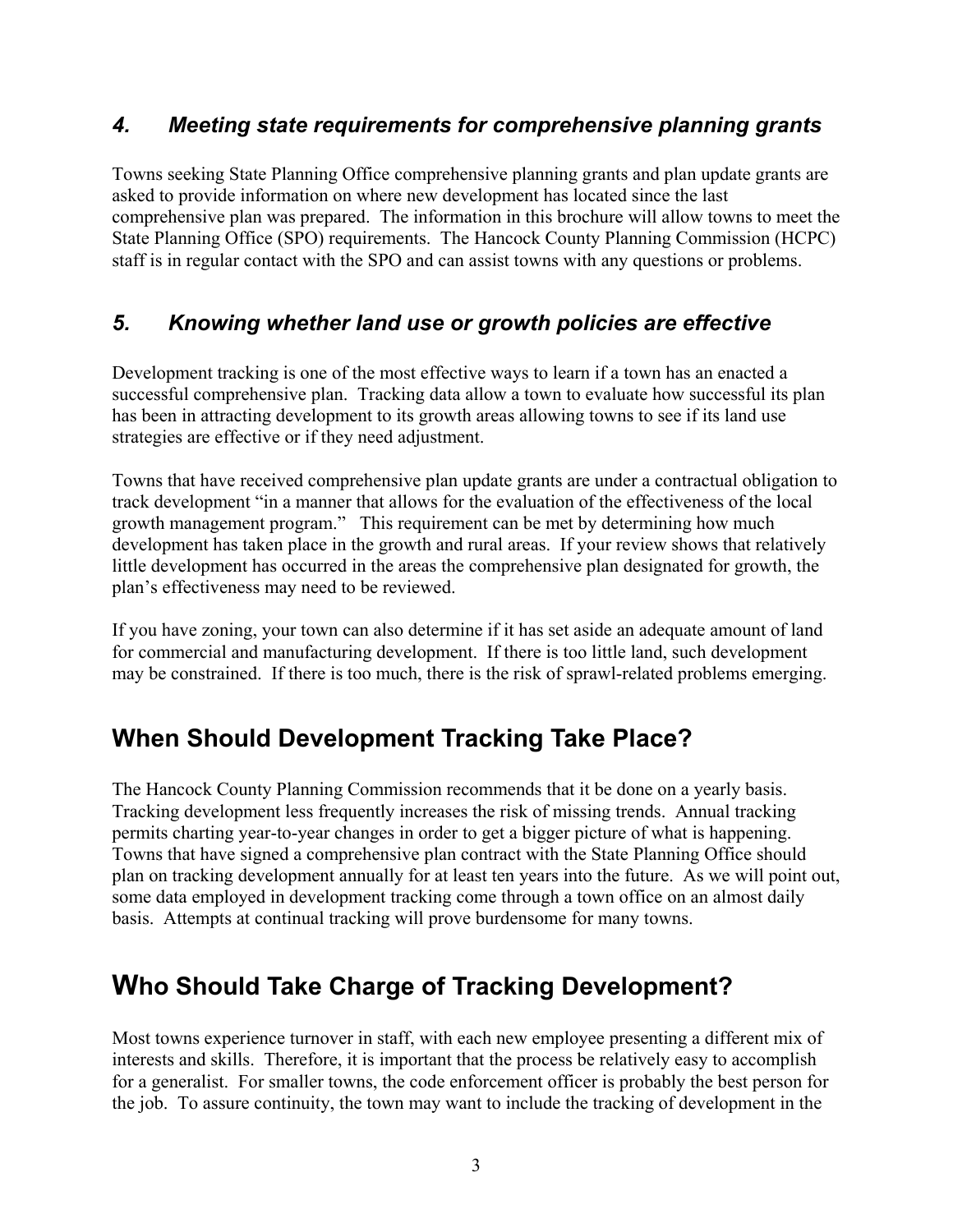### *4. Meeting state requirements for comprehensive planning grants*

Towns seeking State Planning Office comprehensive planning grants and plan update grants are asked to provide information on where new development has located since the last comprehensive plan was prepared. The information in this brochure will allow towns to meet the State Planning Office (SPO) requirements. The Hancock County Planning Commission (HCPC) staff is in regular contact with the SPO and can assist towns with any questions or problems.

### *5. Knowing whether land use or growth policies are effective*

Development tracking is one of the most effective ways to learn if a town has an enacted a successful comprehensive plan. Tracking data allow a town to evaluate how successful its plan has been in attracting development to its growth areas allowing towns to see if its land use strategies are effective or if they need adjustment.

Towns that have received comprehensive plan update grants are under a contractual obligation to track development "in a manner that allows for the evaluation of the effectiveness of the local growth management program." This requirement can be met by determining how much development has taken place in the growth and rural areas. If your review shows that relatively little development has occurred in the areas the comprehensive plan designated for growth, the plan's effectiveness may need to be reviewed.

If you have zoning, your town can also determine if it has set aside an adequate amount of land for commercial and manufacturing development. If there is too little land, such development may be constrained. If there is too much, there is the risk of sprawl-related problems emerging.

## When Should Development Tracking Take Place?

The Hancock County Planning Commission recommends that it be done on a yearly basis. Tracking development less frequently increases the risk of missing trends. Annual tracking permits charting year-to-year changes in order to get a bigger picture of what is happening. Towns that have signed a comprehensive plan contract with the State Planning Office should plan on tracking development annually for at least ten years into the future. As we will point out, some data employed in development tracking come through a town office on an almost daily basis. Attempts at continual tracking will prove burdensome for many towns.

## Who Should Take Charge of Tracking Development?

Most towns experience turnover in staff, with each new employee presenting a different mix of interests and skills. Therefore, it is important that the process be relatively easy to accomplish for a generalist. For smaller towns, the code enforcement officer is probably the best person for the job. To assure continuity, the town may want to include the tracking of development in the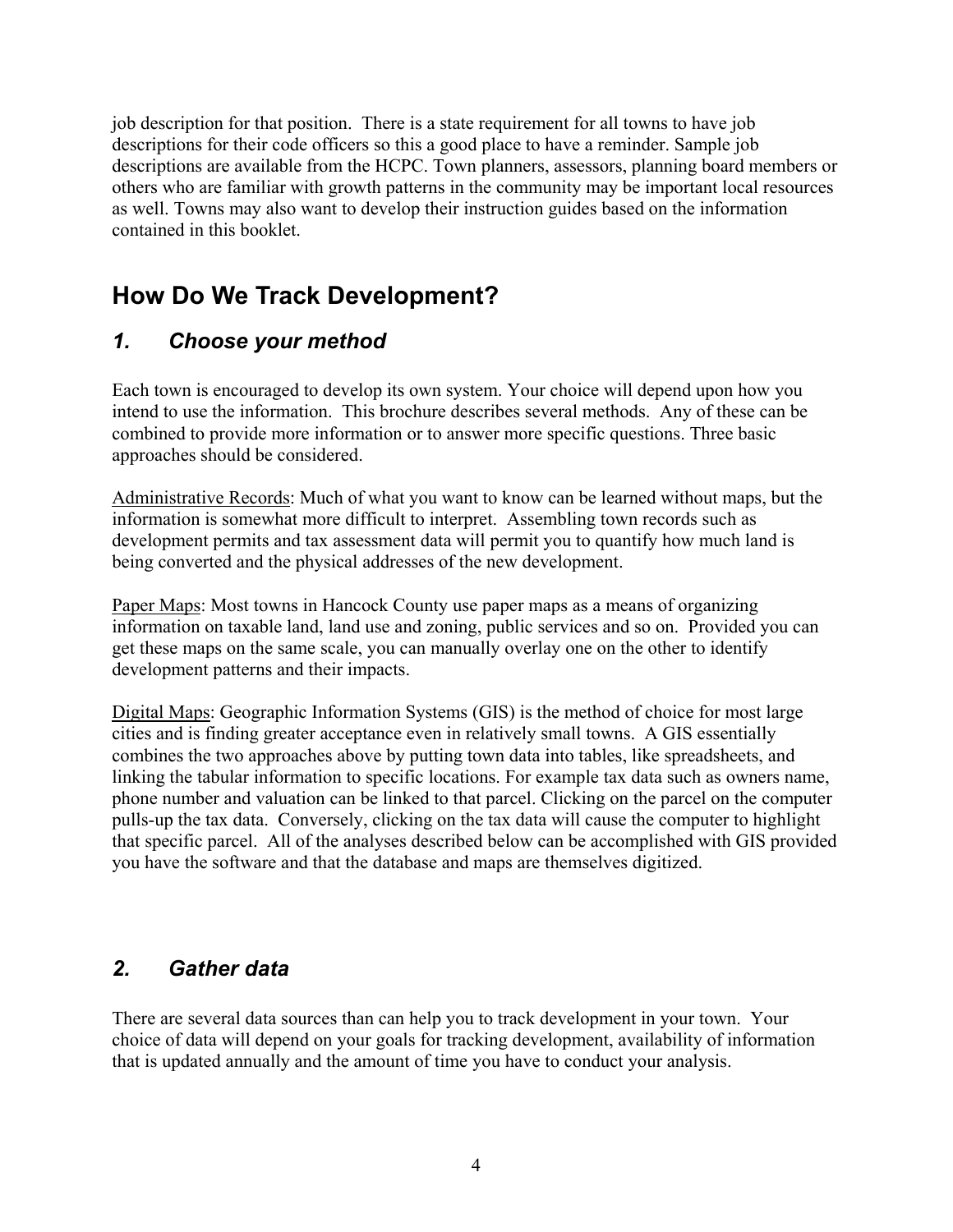job description for that position. There is a state requirement for all towns to have job descriptions for their code officers so this a good place to have a reminder. Sample job descriptions are available from the HCPC. Town planners, assessors, planning board members or others who are familiar with growth patterns in the community may be important local resources as well. Towns may also want to develop their instruction guides based on the information contained in this booklet.

## How Do We Track Development?

### *1. Choose your method*

Each town is encouraged to develop its own system. Your choice will depend upon how you intend to use the information. This brochure describes several methods. Any of these can be combined to provide more information or to answer more specific questions. Three basic approaches should be considered.

<u>Administrative Records</u>: Much of what you want to know can be learned without maps, but the information is somewhat more difficult to interpret. Assembling town records such as development permits and tax assessment data will permit you to quantify how much land is being converted and the physical addresses of the new development.

<u>Paper Maps</u>: Most towns in Hancock County use paper maps as a means of organizing information on taxable land, land use and zoning, public services and so on. Provided you can get these maps on the same scale, you can manually overlay one on the other to identify development patterns and their impacts.

<u>Digital Maps</u>: Geographic Information Systems (GIS) is the method of choice for most large cities and is finding greater acceptance even in relatively small towns. A GIS essentially combines the two approaches above by putting town data into tables, like spreadsheets, and linking the tabular information to specific locations. For example tax data such as owners name, phone number and valuation can be linked to that parcel. Clicking on the parcel on the computer pulls-up the tax data. Conversely, clicking on the tax data will cause the computer to highlight that specific parcel. All of the analyses described below can be accomplished with GIS provided you have the software and that the database and maps are themselves digitized.

### *2. Gather data*

There are several data sources than can help you to track development in your town. Your choice of data will depend on your goals for tracking development, availability of information that is updated annually and the amount of time you have to conduct your analysis.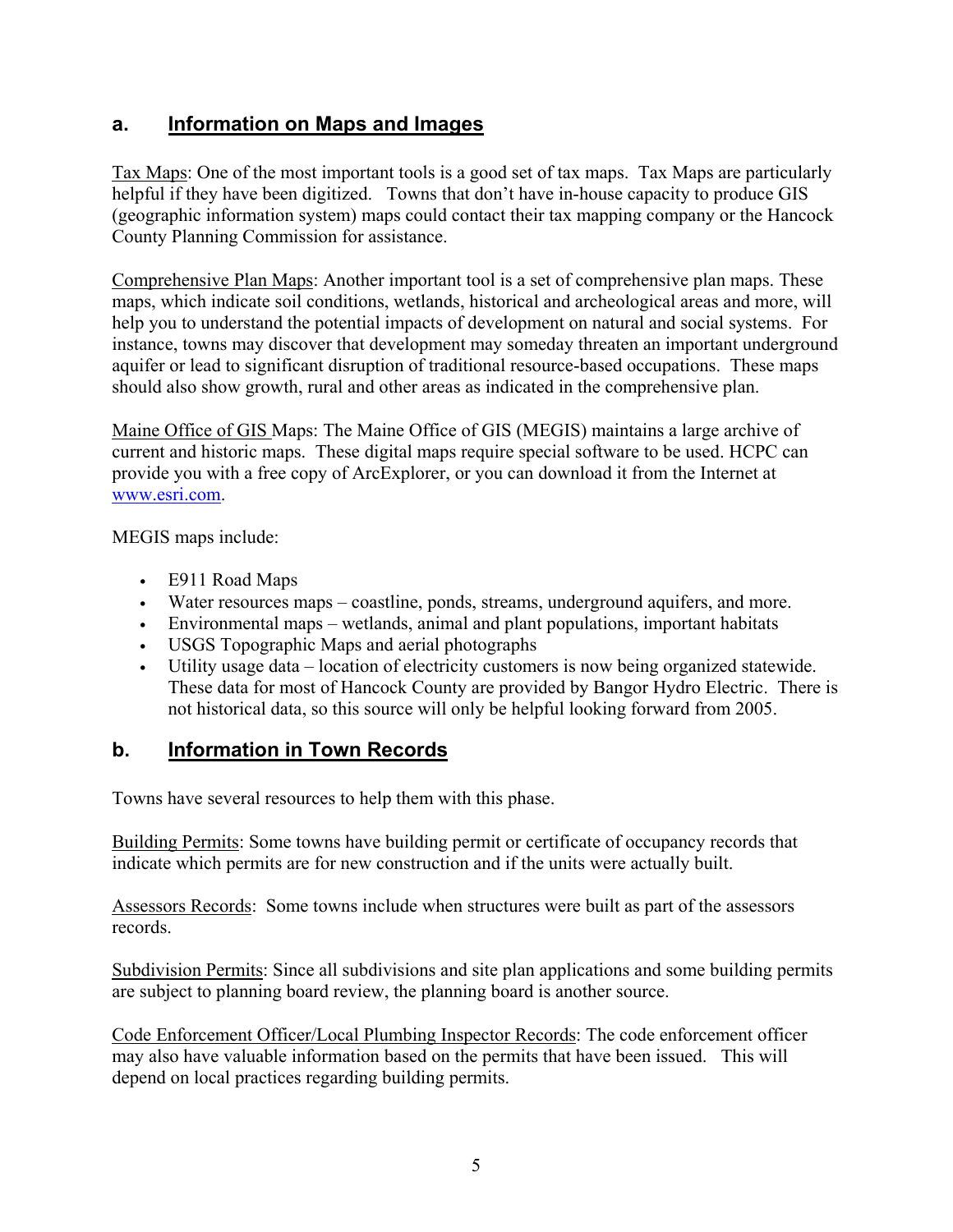## a. Information on Maps and Images

Tax Maps: One of the most important tools is a good set of tax maps. Tax Maps are particularly helpful if they have been digitized. Towns that don't have in-house capacity to produce GIS (geographic information system) maps could contact their tax mapping company or the Hancock County Planning Commission for assistance.

Comprehensive Plan Maps: Another important tool is a set of comprehensive plan maps. These maps, which indicate soil conditions, wetlands, historical and archeological areas and more, will help you to understand the potential impacts of development on natural and social systems. For instance, towns may discover that development may someday threaten an important underground aquifer or lead to significant disruption of traditional resource-based occupations. These maps should also show growth, rural and other areas as indicated in the comprehensive plan.

Maine Office of GIS Maps: The Maine Office of GIS (MEGIS) maintains a large archive of current and historic maps. These digital maps require special software to be used. HCPC can provide you with a free copy of ArcExplorer, or you can download it from the Internet at www.esri.com.

MEGIS maps include:

- E911 Road Maps
- Water resources maps – coastline, ponds, streams, underground aquifers, and more.
- Environmental maps – wetlands, animal and plant populations, important habitats
- USGS Topographic Maps and aerial photographs
- Utility usage data – location of electricity customers is now being organized statewide. These data for most of Hancock County are provided by Bangor Hydro Electric. There is not historical data, so this source will only be helpful looking forward from 2005.

## b. Information in Town Records

Towns have several resources to help them with this phase.

Building Permits: Some towns have building permit or certificate of occupancy records that indicate which permits are for new construction and if the units were actually built.

Assessors Records: Some towns include when structures were built as part of the assessors records.

Subdivision Permits: Since all subdivisions and site plan applications and some building permits are subject to planning board review, the planning board is another source.

Code Enforcement Officer/Local Plumbing Inspector Records: The code enforcement officer may also have valuable information based on the permits that have been issued. This will depend on local practices regarding building permits.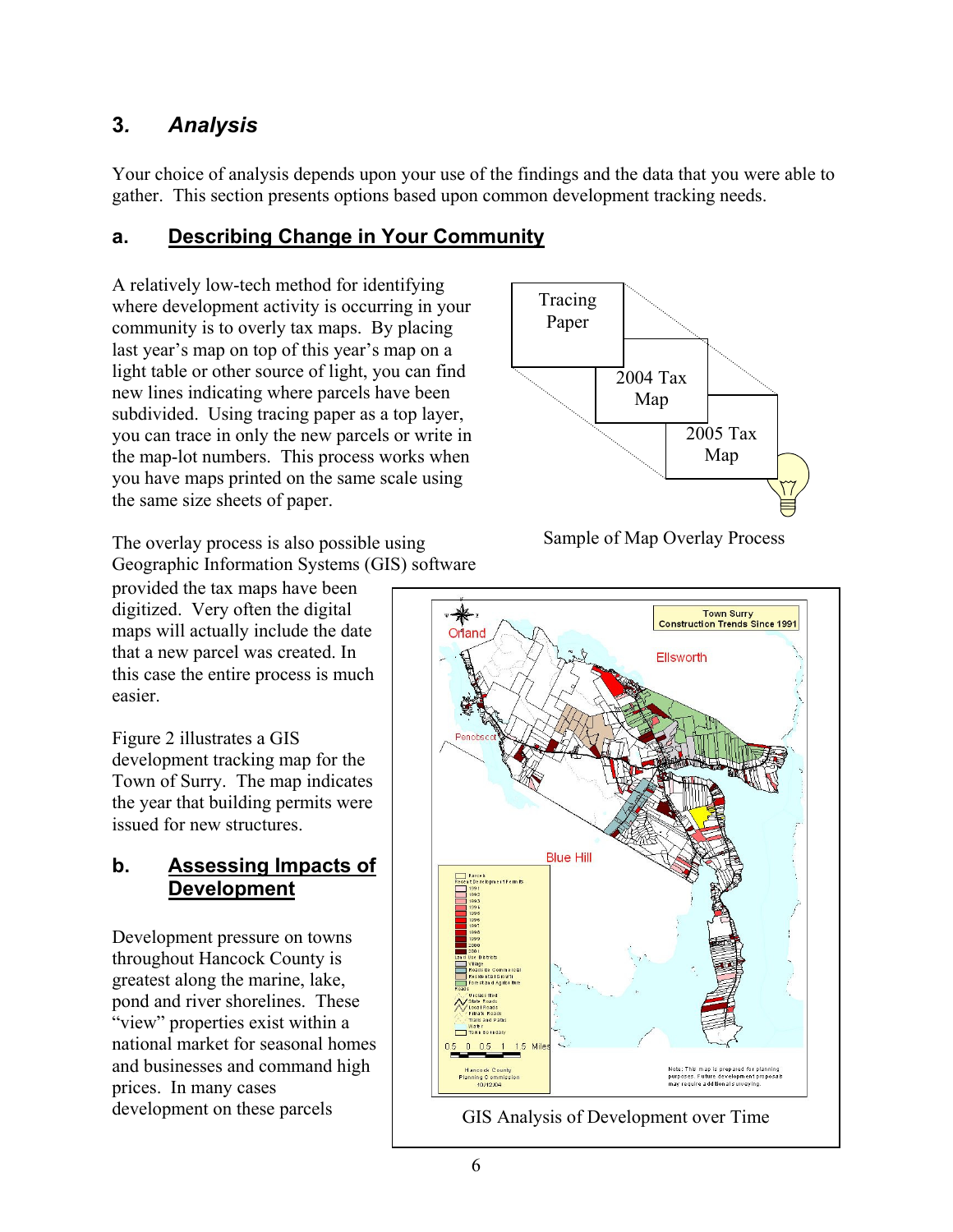## 3. *Analysis*

Your choice of analysis depends upon your use of the findings and the data that you were able to gather. This section presents options based upon common development tracking needs.

### a. Describing Change in Your Community

A relatively low-tech method for identifying where development activity is occurring in your community is to overly tax maps. By placing last year's map on top of this year's map on a light table or other source of light, you can find new lines indicating where parcels have been subdivided. Using tracing paper as a top layer, you can trace in only the new parcels or write in the map-lot numbers. This process works when you have maps printed on the same scale using the same size sheets of paper.

Tracing Paper

2004 Tax Map

2005 Tax Map

Sample of Map Overlay Process

The overlay process is also possible using Geographic Information Systems (GIS) software provided the tax maps have been digitized. Very often the digital maps will actually include the date that a new parcel was created. In this case the entire process is much easier.

Figure 2 illustrates a GIS development tracking map for the Town of Surry. The map indicates the year that building permits were issued for new structures.

GIS Analysis of Development over Time

### b. Assessing Impacts of Development

Development pressure on towns throughout Hancock County is greatest along the marine, lake, pond and river shorelines. These "view" properties exist within a national market for seasonal homes and businesses and command high prices. In many cases development on these parcels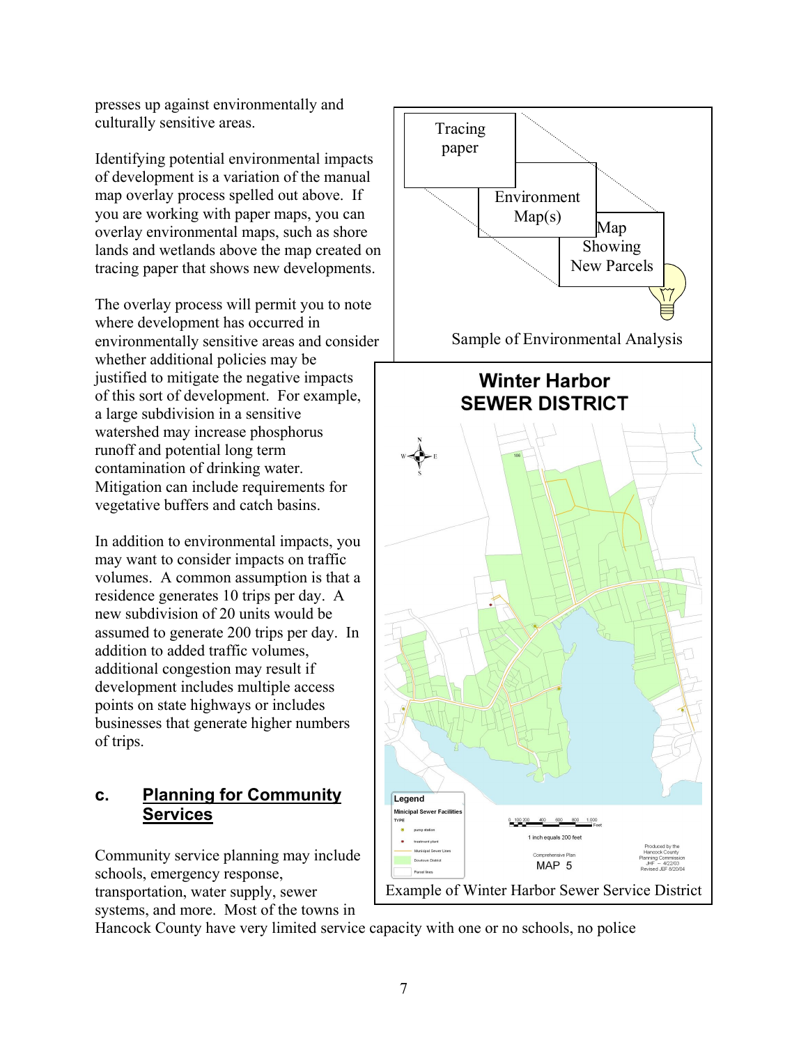presses up against environmentally and culturally sensitive areas.

Identifying potential environmental impacts of development is a variation of the manual map overlay process spelled out above. If you are working with paper maps, you can overlay environmental maps, such as shore lands and wetlands above the map created on tracing paper that shows new developments.

The overlay process will permit you to note where development has occurred in environmentally sensitive areas and consider whether additional policies may be justified to mitigate the negative impacts of this sort of development. For example, a large subdivision in a sensitive watershed may increase phosphorus runoff and potential long term contamination of drinking water. Mitigation can include requirements for vegetative buffers and catch basins.

In addition to environmental impacts, you may want to consider impacts on traffic volumes. A common assumption is that a residence generates 10 trips per day. A new subdivision of 20 units would be assumed to generate 200 trips per day. In addition to added traffic volumes, additional congestion may result if development includes multiple access points on state highways or includes businesses that generate higher numbers of trips.

Tracing paper

Environment Map(s)

Map Showing New Parcels

Sample of Environmental Analysis

**Winter Harbor SEWER DISTRICT**

Example of Winter Harbor Sewer Service District

## c. Planning for Community Services

Community service planning may include schools, emergency response, transportation, water supply, sewer systems, and more. Most of the towns in Hancock County have very limited service capacity with one or no schools, no police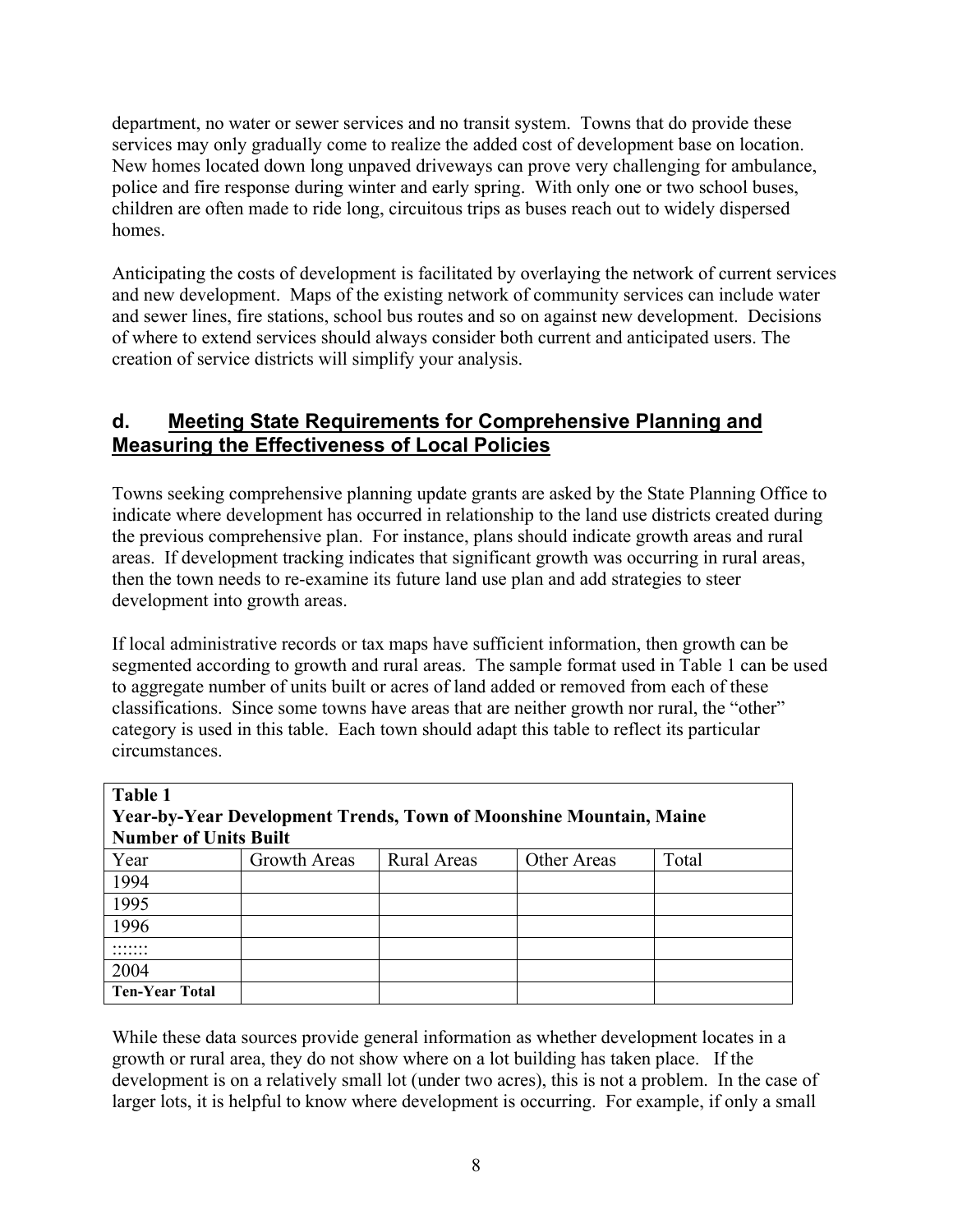department, no water or sewer services and no transit system. Towns that do provide these services may only gradually come to realize the added cost of development base on location. New homes located down long unpaved driveways can prove very challenging for ambulance, police and fire response during winter and early spring. With only one or two school buses, children are often made to ride long, circuitous trips as buses reach out to widely dispersed homes.

Anticipating the costs of development is facilitated by overlaying the network of current services and new development. Maps of the existing network of community services can include water and sewer lines, fire stations, school bus routes and so on against new development. Decisions of where to extend services should always consider both current and anticipated users. The creation of service districts will simplify your analysis.

## d. Meeting State Requirements for Comprehensive Planning and Measuring the Effectiveness of Local Policies

Towns seeking comprehensive planning update grants are asked by the State Planning Office to indicate where development has occurred in relationship to the land use districts created during the previous comprehensive plan. For instance, plans should indicate growth areas and rural areas. If development tracking indicates that significant growth was occurring in rural areas, then the town needs to re-examine its future land use plan and add strategies to steer development into growth areas.

If local administrative records or tax maps have sufficient information, then growth can be segmented according to growth and rural areas. The sample format used in Table 1 can be used to aggregate number of units built or acres of land added or removed from each of these classifications. Since some towns have areas that are neither growth nor rural, the "other" category is used in this table. Each town should adapt this table to reflect its particular circumstances.

**Table 1**
**Year-by-Year Development Trends, Town of Moonshine Mountain, Maine**
**Number of Units Built**

| Year | Growth Areas | Rural Areas | Other Areas | Total |
|---|---|---|---|---|
| 1994 | | | | |
| 1995 | | | | |
| 1996 | | | | |
| ::::::: | | | | |
| 2004 | | | | |
| **Ten-Year Total** | | | | |

While these data sources provide general information as whether development locates in a growth or rural area, they do not show where on a lot building has taken place. If the development is on a relatively small lot (under two acres), this is not a problem. In the case of larger lots, it is helpful to know where development is occurring. For example, if only a small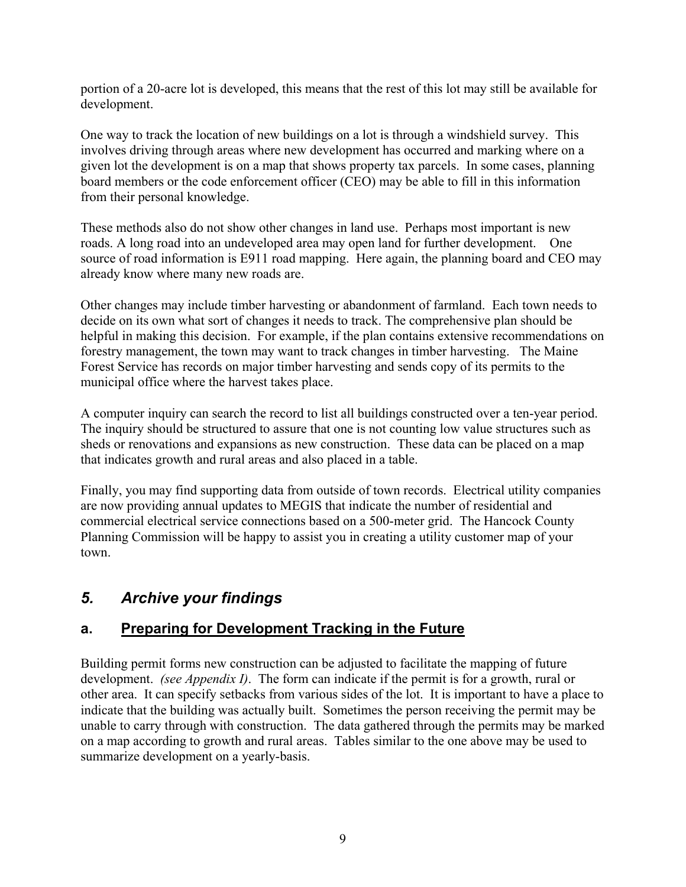portion of a 20-acre lot is developed, this means that the rest of this lot may still be available for development.

One way to track the location of new buildings on a lot is through a windshield survey. This involves driving through areas where new development has occurred and marking where on a given lot the development is on a map that shows property tax parcels. In some cases, planning board members or the code enforcement officer (CEO) may be able to fill in this information from their personal knowledge.

These methods also do not show other changes in land use. Perhaps most important is new roads. A long road into an undeveloped area may open land for further development. One source of road information is E911 road mapping. Here again, the planning board and CEO may already know where many new roads are.

Other changes may include timber harvesting or abandonment of farmland. Each town needs to decide on its own what sort of changes it needs to track. The comprehensive plan should be helpful in making this decision. For example, if the plan contains extensive recommendations on forestry management, the town may want to track changes in timber harvesting. The Maine Forest Service has records on major timber harvesting and sends copy of its permits to the municipal office where the harvest takes place.

A computer inquiry can search the record to list all buildings constructed over a ten-year period. The inquiry should be structured to assure that one is not counting low value structures such as sheds or renovations and expansions as new construction. These data can be placed on a map that indicates growth and rural areas and also placed in a table.

Finally, you may find supporting data from outside of town records. Electrical utility companies are now providing annual updates to MEGIS that indicate the number of residential and commercial electrical service connections based on a 500-meter grid. The Hancock County Planning Commission will be happy to assist you in creating a utility customer map of your town.

## *5. Archive your findings*

### a. <u>Preparing for Development Tracking in the Future</u>

Building permit forms new construction can be adjusted to facilitate the mapping of future development. *(see Appendix I)*. The form can indicate if the permit is for a growth, rural or other area. It can specify setbacks from various sides of the lot. It is important to have a place to indicate that the building was actually built. Sometimes the person receiving the permit may be unable to carry through with construction. The data gathered through the permits may be marked on a map according to growth and rural areas. Tables similar to the one above may be used to summarize development on a yearly-basis.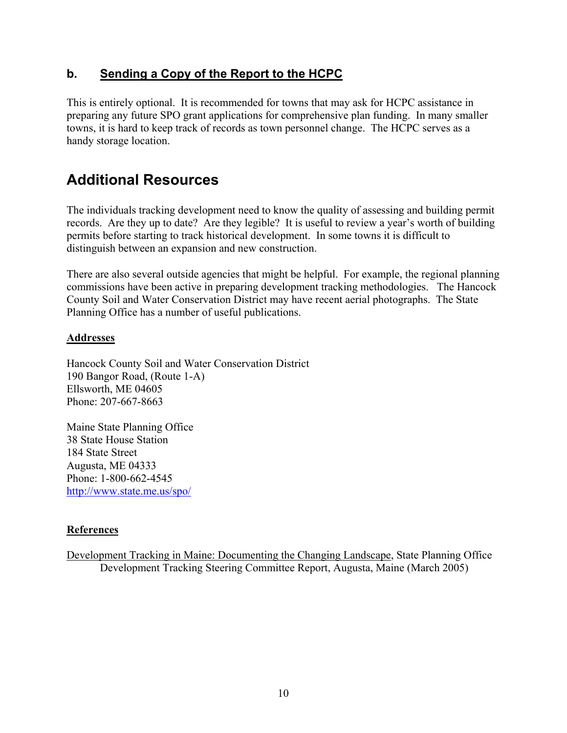### b. Sending a Copy of the Report to the HCPC

This is entirely optional. It is recommended for towns that may ask for HCPC assistance in preparing any future SPO grant applications for comprehensive plan funding. In many smaller towns, it is hard to keep track of records as town personnel change. The HCPC serves as a handy storage location.

## Additional Resources

The individuals tracking development need to know the quality of assessing and building permit records. Are they up to date? Are they legible? It is useful to review a year's worth of building permits before starting to track historical development. In some towns it is difficult to distinguish between an expansion and new construction.

There are also several outside agencies that might be helpful. For example, the regional planning commissions have been active in preparing development tracking methodologies. The Hancock County Soil and Water Conservation District may have recent aerial photographs. The State Planning Office has a number of useful publications.

**Addresses**

Hancock County Soil and Water Conservation District
190 Bangor Road, (Route 1-A)
Ellsworth, ME 04605
Phone: 207-667-8663

Maine State Planning Office
38 State House Station
184 State Street
Augusta, ME 04333
Phone: 1-800-662-4545
http://www.state.me.us/spo/

**References**

Development Tracking in Maine: Documenting the Changing Landscape, State Planning Office Development Tracking Steering Committee Report, Augusta, Maine (March 2005)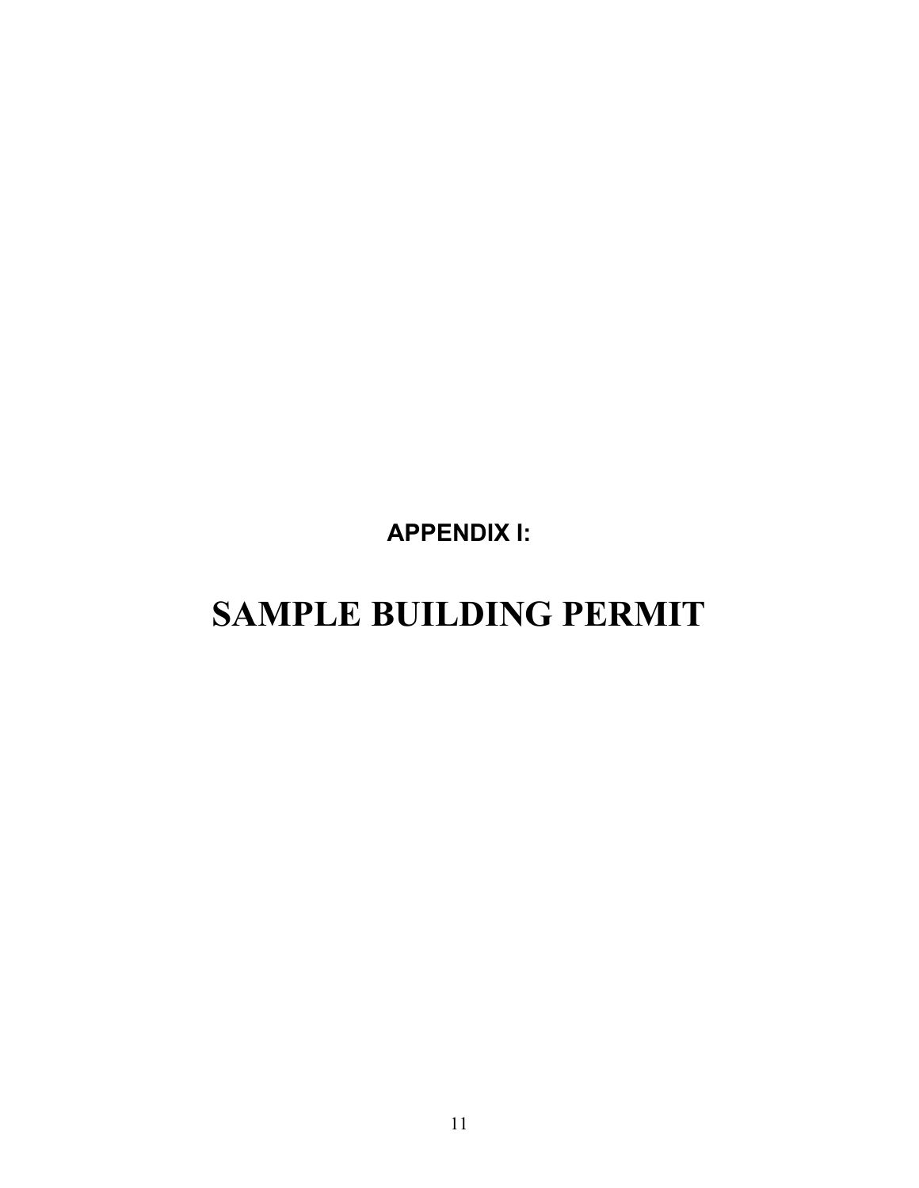## APPENDIX I:

# SAMPLE BUILDING PERMIT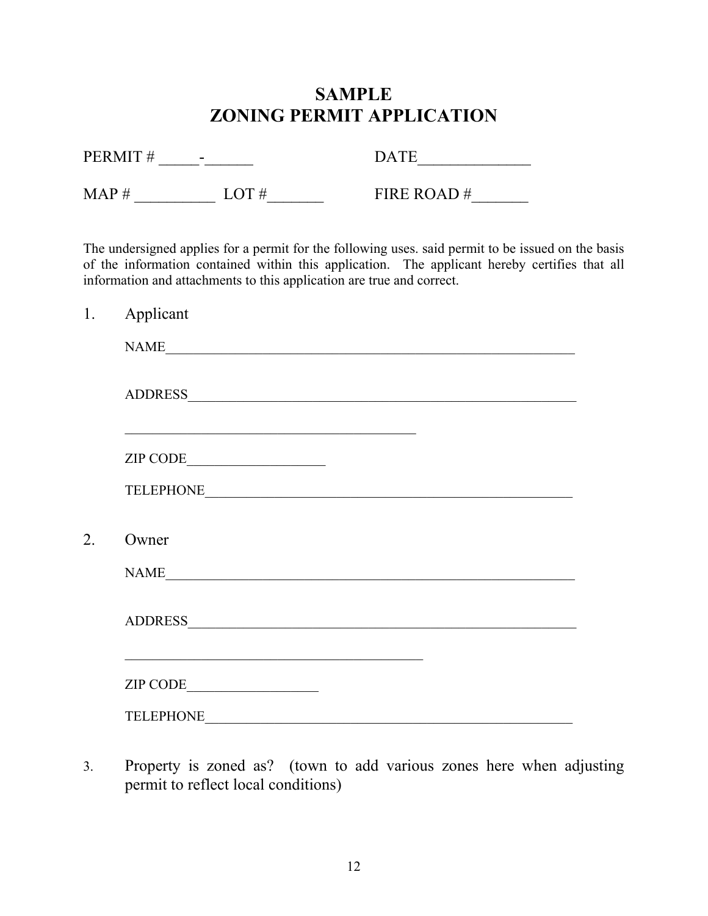# SAMPLE
# ZONING PERMIT APPLICATION

PERMIT # _____-______ DATE______________

MAP # __________ LOT #_______ FIRE ROAD #_______

The undersigned applies for a permit for the following uses. said permit to be issued on the basis of the information contained within this application. The applicant hereby certifies that all information and attachments to this application are true and correct.

1. Applicant

   NAME____________________________________________________________

   ADDRESS_________________________________________________________

   ___________________________________________

   ZIP CODE____________________

   TELEPHONE_______________________________________________________

2. Owner

   NAME____________________________________________________________

   ADDRESS_________________________________________________________

   ____________________________________________

   ZIP CODE___________________

   TELEPHONE_______________________________________________________

3. Property is zoned as? (town to add various zones here when adjusting permit to reflect local conditions)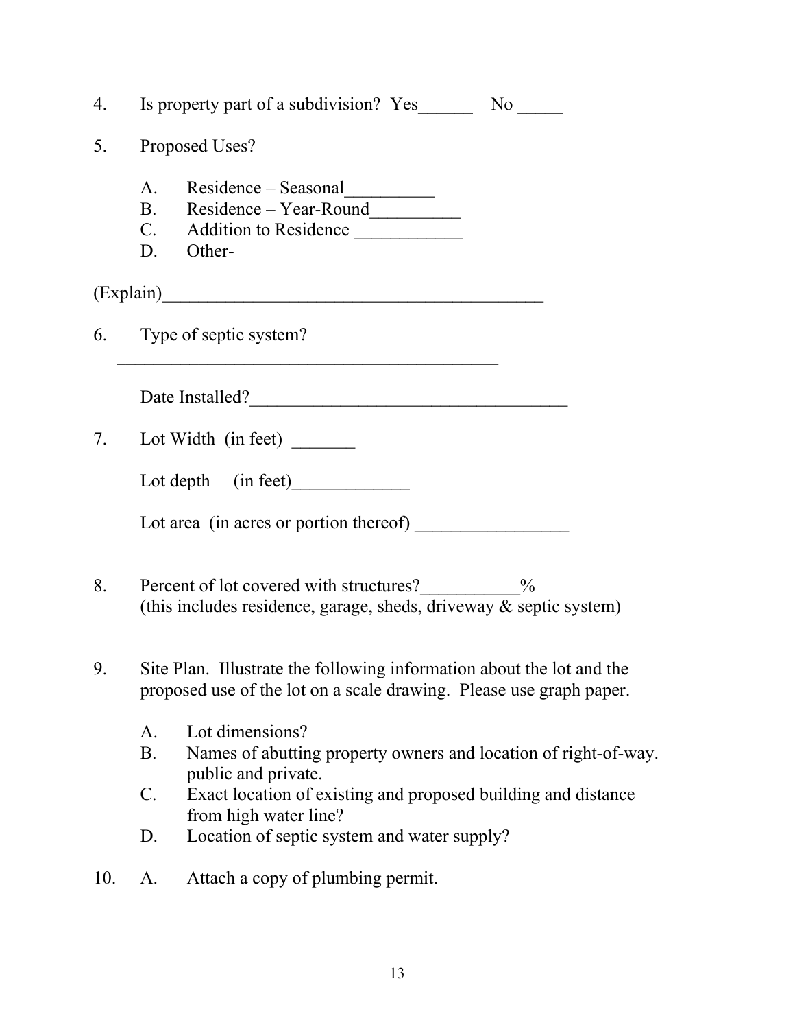4. Is property part of a subdivision? Yes______ No _____

5. Proposed Uses?

   A. Residence – Seasonal__________
   B. Residence – Year-Round__________
   C. Addition to Residence ____________
   D. Other-

(Explain)___________________________________________

6. Type of septic system?

   ___________________________________________

   Date Installed?___________________________________

7. Lot Width (in feet) _______

   Lot depth (in feet)_____________

   Lot area (in acres or portion thereof) _________________

8. Percent of lot covered with structures?___________%
   (this includes residence, garage, sheds, driveway & septic system)

9. Site Plan. Illustrate the following information about the lot and the proposed use of the lot on a scale drawing. Please use graph paper.

   A. Lot dimensions?
   B. Names of abutting property owners and location of right-of-way. public and private.
   C. Exact location of existing and proposed building and distance from high water line?
   D. Location of septic system and water supply?

10. A. Attach a copy of plumbing permit.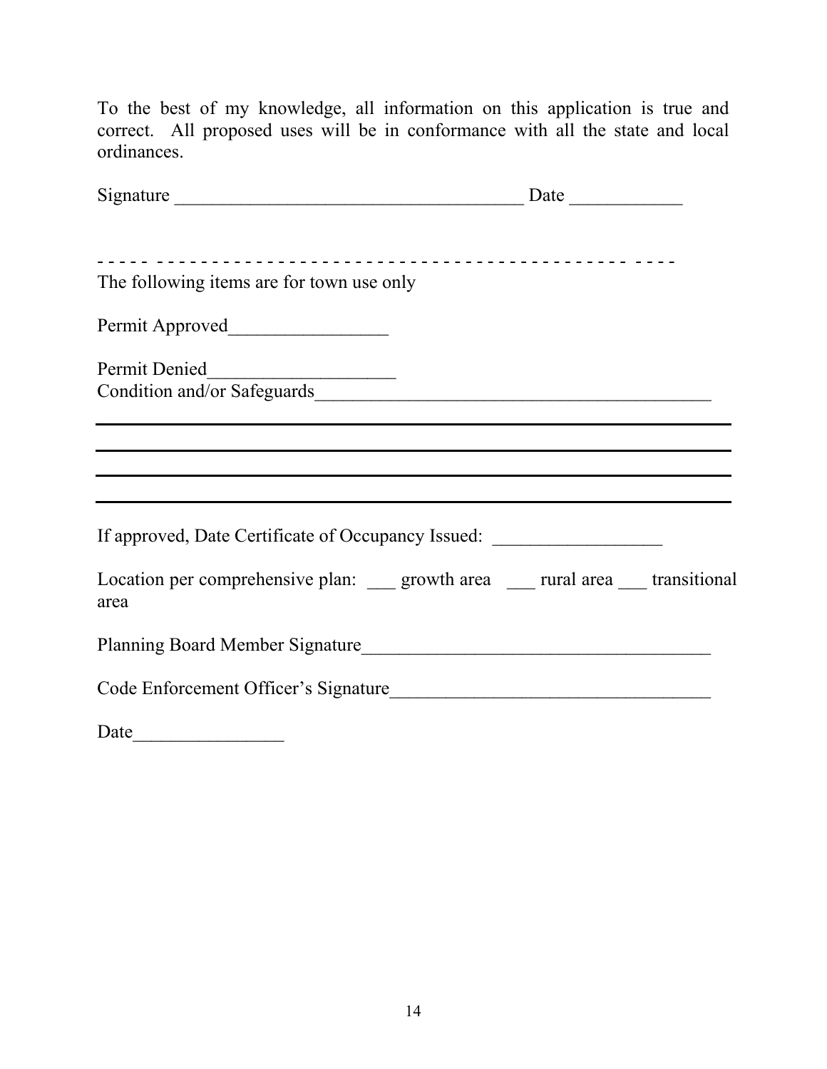To the best of my knowledge, all information on this application is true and correct. All proposed uses will be in conformance with all the state and local ordinances.

Signature ____________________________________ Date ____________

- - - - - - - - - - - - - - - - - - - - - - - - - - - - - - - - - - - - - - - - - - - - - - - - - - - - - -

The following items are for town use only

Permit Approved_________________

Permit Denied____________________

Condition and/or Safeguards___________________________________________

______________________________________________________________________

______________________________________________________________________

______________________________________________________________________

______________________________________________________________________

If approved, Date Certificate of Occupancy Issued: __________________

Location per comprehensive plan: ___ growth area ___ rural area ___ transitional area

Planning Board Member Signature_____________________________________

Code Enforcement Officer's Signature__________________________________

Date________________